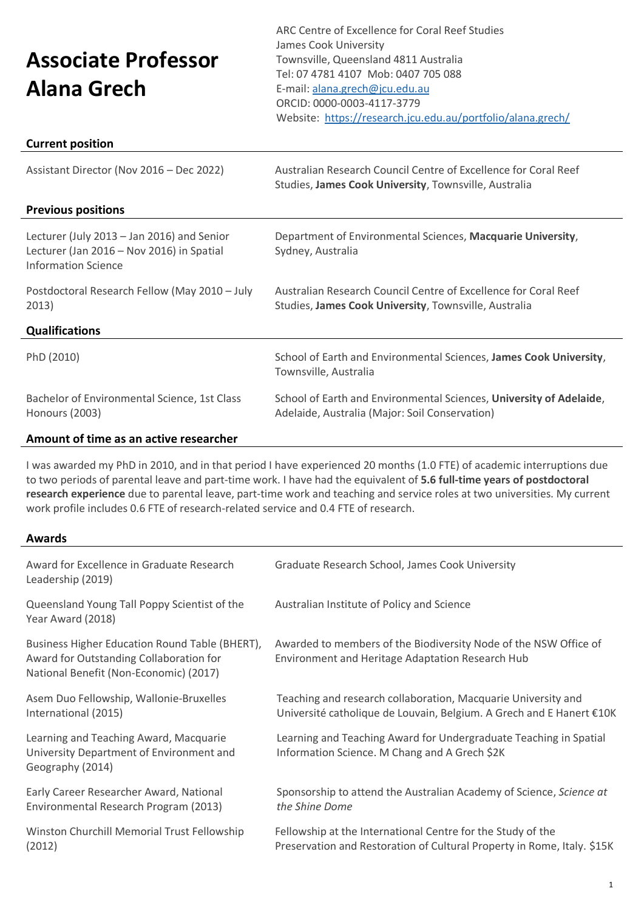# Associate Professor Alana Grech

ARC Centre of Excellence for Coral Reef Studies
James Cook University
Townsville, Queensland 4811 Australia
Tel: 07 4781 4107 Mob: 0407 705 088
E-mail: [alana.grech@jcu.edu.au](mailto:alana.grech@jcu.edu.au)
ORCID: 0000-0003-4117-3779
Website: [https://research.jcu.edu.au/portfolio/alana.grech/](https://research.jcu.edu.au/portfolio/alana.grech/)

## Current position

| | |
|---|---|
| Assistant Director (Nov 2016 – Dec 2022) | Australian Research Council Centre of Excellence for Coral Reef Studies, **James Cook University**, Townsville, Australia |

## Previous positions

| | |
|---|---|
| Lecturer (July 2013 – Jan 2016) and Senior Lecturer (Jan 2016 – Nov 2016) in Spatial Information Science | Department of Environmental Sciences, **Macquarie University**, Sydney, Australia |
| Postdoctoral Research Fellow (May 2010 – July 2013) | Australian Research Council Centre of Excellence for Coral Reef Studies, **James Cook University**, Townsville, Australia |

## Qualifications

| | |
|---|---|
| PhD (2010) | School of Earth and Environmental Sciences, **James Cook University**, Townsville, Australia |
| Bachelor of Environmental Science, 1st Class Honours (2003) | School of Earth and Environmental Sciences, **University of Adelaide**, Adelaide, Australia (Major: Soil Conservation) |

## Amount of time as an active researcher

I was awarded my PhD in 2010, and in that period I have experienced 20 months (1.0 FTE) of academic interruptions due to two periods of parental leave and part-time work. I have had the equivalent of **5.6 full-time years of postdoctoral research experience** due to parental leave, part-time work and teaching and service roles at two universities. My current work profile includes 0.6 FTE of research-related service and 0.4 FTE of research.

## Awards

| | |
|---|---|
| Award for Excellence in Graduate Research Leadership (2019) | Graduate Research School, James Cook University |
| Queensland Young Tall Poppy Scientist of the Year Award (2018) | Australian Institute of Policy and Science |
| Business Higher Education Round Table (BHERT), Award for Outstanding Collaboration for National Benefit (Non-Economic) (2017) | Awarded to members of the Biodiversity Node of the NSW Office of Environment and Heritage Adaptation Research Hub |
| Asem Duo Fellowship, Wallonie-Bruxelles International (2015) | Teaching and research collaboration, Macquarie University and Université catholique de Louvain, Belgium. A Grech and E Hanert €10K |
| Learning and Teaching Award, Macquarie University Department of Environment and Geography (2014) | Learning and Teaching Award for Undergraduate Teaching in Spatial Information Science. M Chang and A Grech $2K |
| Early Career Researcher Award, National Environmental Research Program (2013) | Sponsorship to attend the Australian Academy of Science, *Science at the Shine Dome* |
| Winston Churchill Memorial Trust Fellowship (2012) | Fellowship at the International Centre for the Study of the Preservation and Restoration of Cultural Property in Rome, Italy. $15K |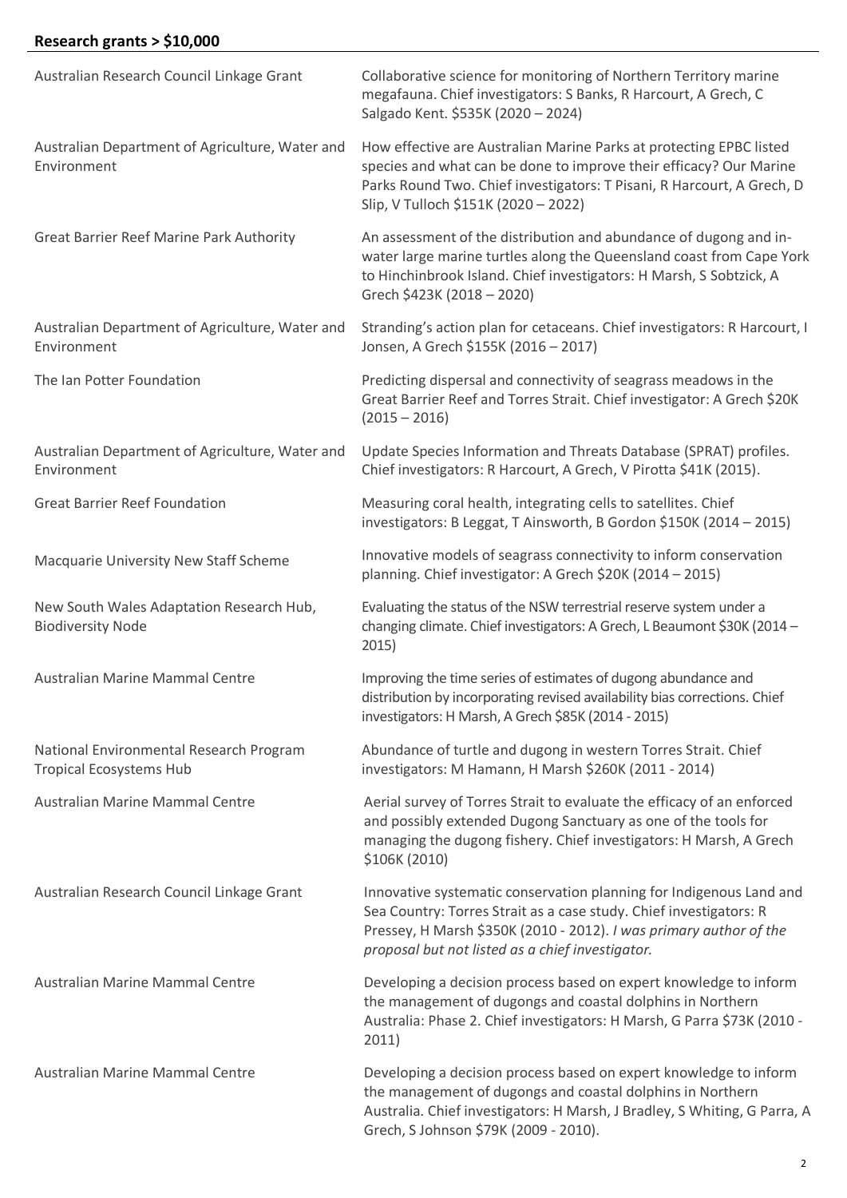## Research grants > $10,000

| | |
|---|---|
| Australian Research Council Linkage Grant | Collaborative science for monitoring of Northern Territory marine megafauna. Chief investigators: S Banks, R Harcourt, A Grech, C Salgado Kent. $535K (2020 – 2024) |
| Australian Department of Agriculture, Water and Environment | How effective are Australian Marine Parks at protecting EPBC listed species and what can be done to improve their efficacy? Our Marine Parks Round Two. Chief investigators: T Pisani, R Harcourt, A Grech, D Slip, V Tulloch $151K (2020 – 2022) |
| Great Barrier Reef Marine Park Authority | An assessment of the distribution and abundance of dugong and in-water large marine turtles along the Queensland coast from Cape York to Hinchinbrook Island. Chief investigators: H Marsh, S Sobtzick, A Grech $423K (2018 – 2020) |
| Australian Department of Agriculture, Water and Environment | Stranding's action plan for cetaceans. Chief investigators: R Harcourt, I Jonsen, A Grech $155K (2016 – 2017) |
| The Ian Potter Foundation | Predicting dispersal and connectivity of seagrass meadows in the Great Barrier Reef and Torres Strait. Chief investigator: A Grech $20K (2015 – 2016) |
| Australian Department of Agriculture, Water and Environment | Update Species Information and Threats Database (SPRAT) profiles. Chief investigators: R Harcourt, A Grech, V Pirotta $41K (2015). |
| Great Barrier Reef Foundation | Measuring coral health, integrating cells to satellites. Chief investigators: B Leggat, T Ainsworth, B Gordon $150K (2014 – 2015) |
| Macquarie University New Staff Scheme | Innovative models of seagrass connectivity to inform conservation planning. Chief investigator: A Grech $20K (2014 – 2015) |
| New South Wales Adaptation Research Hub, Biodiversity Node | Evaluating the status of the NSW terrestrial reserve system under a changing climate. Chief investigators: A Grech, L Beaumont $30K (2014 – 2015) |
| Australian Marine Mammal Centre | Improving the time series of estimates of dugong abundance and distribution by incorporating revised availability bias corrections. Chief investigators: H Marsh, A Grech $85K (2014 - 2015) |
| National Environmental Research Program Tropical Ecosystems Hub | Abundance of turtle and dugong in western Torres Strait. Chief investigators: M Hamann, H Marsh $260K (2011 - 2014) |
| Australian Marine Mammal Centre | Aerial survey of Torres Strait to evaluate the efficacy of an enforced and possibly extended Dugong Sanctuary as one of the tools for managing the dugong fishery. Chief investigators: H Marsh, A Grech $106K (2010) |
| Australian Research Council Linkage Grant | Innovative systematic conservation planning for Indigenous Land and Sea Country: Torres Strait as a case study. Chief investigators: R Pressey, H Marsh $350K (2010 - 2012). *I was primary author of the proposal but not listed as a chief investigator.* |
| Australian Marine Mammal Centre | Developing a decision process based on expert knowledge to inform the management of dugongs and coastal dolphins in Northern Australia: Phase 2. Chief investigators: H Marsh, G Parra $73K (2010 - 2011) |
| Australian Marine Mammal Centre | Developing a decision process based on expert knowledge to inform the management of dugongs and coastal dolphins in Northern Australia. Chief investigators: H Marsh, J Bradley, S Whiting, G Parra, A Grech, S Johnson $79K (2009 - 2010). |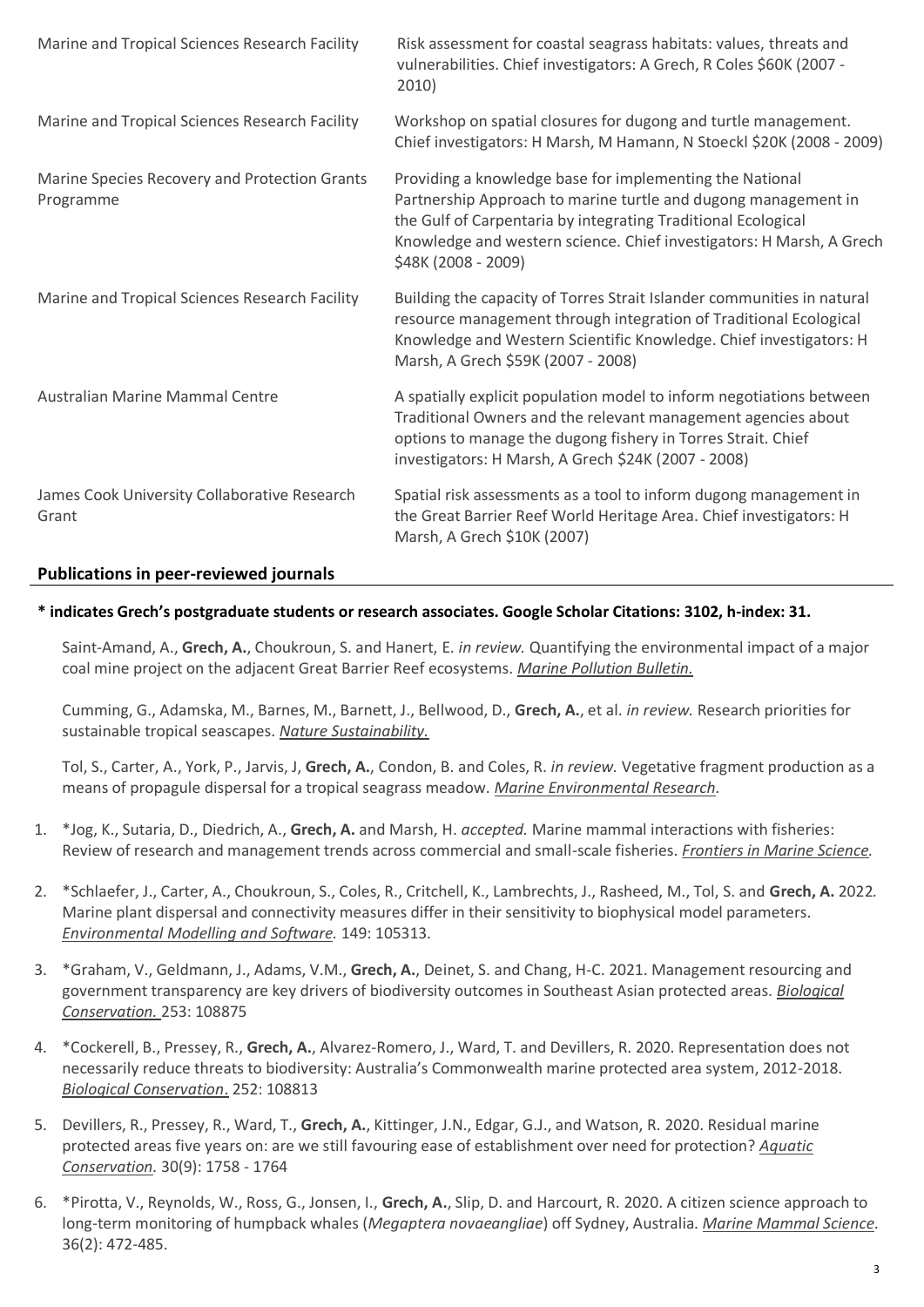| | |
|---|---|
| Marine and Tropical Sciences Research Facility | Risk assessment for coastal seagrass habitats: values, threats and vulnerabilities. Chief investigators: A Grech, R Coles $60K (2007 - 2010) |
| Marine and Tropical Sciences Research Facility | Workshop on spatial closures for dugong and turtle management. Chief investigators: H Marsh, M Hamann, N Stoeckl $20K (2008 - 2009) |
| Marine Species Recovery and Protection Grants Programme | Providing a knowledge base for implementing the National Partnership Approach to marine turtle and dugong management in the Gulf of Carpentaria by integrating Traditional Ecological Knowledge and western science. Chief investigators: H Marsh, A Grech $48K (2008 - 2009) |
| Marine and Tropical Sciences Research Facility | Building the capacity of Torres Strait Islander communities in natural resource management through integration of Traditional Ecological Knowledge and Western Scientific Knowledge. Chief investigators: H Marsh, A Grech $59K (2007 - 2008) |
| Australian Marine Mammal Centre | A spatially explicit population model to inform negotiations between Traditional Owners and the relevant management agencies about options to manage the dugong fishery in Torres Strait. Chief investigators: H Marsh, A Grech $24K (2007 - 2008) |
| James Cook University Collaborative Research Grant | Spatial risk assessments as a tool to inform dugong management in the Great Barrier Reef World Heritage Area. Chief investigators: H Marsh, A Grech $10K (2007) |

## Publications in peer-reviewed journals

**\* indicates Grech's postgraduate students or research associates. Google Scholar Citations: 3102, h-index: 31.**

Saint-Amand, A., **Grech, A.**, Choukroun, S. and Hanert, E. *in review.* Quantifying the environmental impact of a major coal mine project on the adjacent Great Barrier Reef ecosystems. *Marine Pollution Bulletin.*

Cumming, G., Adamska, M., Barnes, M., Barnett, J., Bellwood, D., **Grech, A.**, et al. *in review.* Research priorities for sustainable tropical seascapes. *Nature Sustainability.*

Tol, S., Carter, A., York, P., Jarvis, J, **Grech, A.**, Condon, B. and Coles, R. *in review.* Vegetative fragment production as a means of propagule dispersal for a tropical seagrass meadow. *Marine Environmental Research.*

1. *Jog, K., Sutaria, D., Diedrich, A., **Grech, A.** and Marsh, H. *accepted.* Marine mammal interactions with fisheries: Review of research and management trends across commercial and small-scale fisheries. *Frontiers in Marine Science.*
2. *Schlaefer, J., Carter, A., Choukroun, S., Coles, R., Critchell, K., Lambrechts, J., Rasheed, M., Tol, S. and **Grech, A.** 2022. Marine plant dispersal and connectivity measures differ in their sensitivity to biophysical model parameters. *Environmental Modelling and Software.* 149: 105313.
3. *Graham, V., Geldmann, J., Adams, V.M., **Grech, A.**, Deinet, S. and Chang, H-C. 2021. Management resourcing and government transparency are key drivers of biodiversity outcomes in Southeast Asian protected areas. *Biological Conservation.* 253: 108875
4. *Cockerell, B., Pressey, R., **Grech, A.**, Alvarez-Romero, J., Ward, T. and Devillers, R. 2020. Representation does not necessarily reduce threats to biodiversity: Australia's Commonwealth marine protected area system, 2012-2018. *Biological Conservation*. 252: 108813
5. Devillers, R., Pressey, R., Ward, T., **Grech, A.**, Kittinger, J.N., Edgar, G.J., and Watson, R. 2020. Residual marine protected areas five years on: are we still favouring ease of establishment over need for protection? *Aquatic Conservation.* 30(9): 1758 - 1764
6. *Pirotta, V., Reynolds, W., Ross, G., Jonsen, I., **Grech, A.**, Slip, D. and Harcourt, R. 2020. A citizen science approach to long-term monitoring of humpback whales (*Megaptera novaeangliae*) off Sydney, Australia. *Marine Mammal Science*. 36(2): 472-485.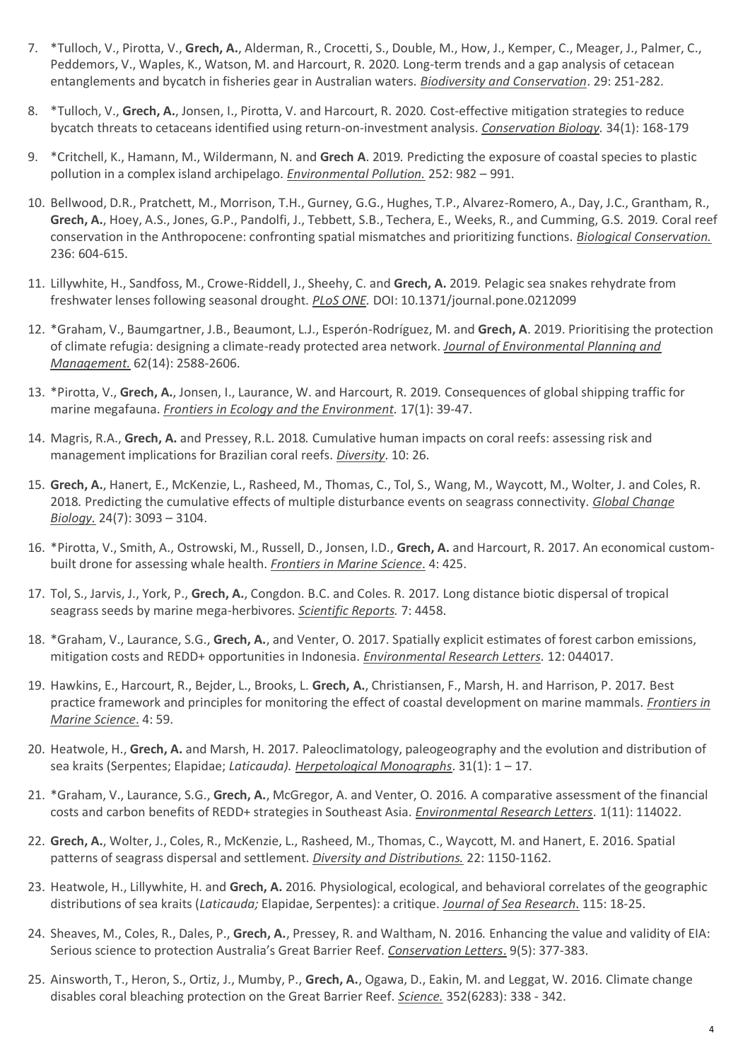7. *Tulloch, V., Pirotta, V., **Grech, A.**, Alderman, R., Crocetti, S., Double, M., How, J., Kemper, C., Meager, J., Palmer, C., Peddemors, V., Waples, K., Watson, M. and Harcourt, R. 2020. Long-term trends and a gap analysis of cetacean entanglements and bycatch in fisheries gear in Australian waters. *Biodiversity and Conservation*. 29: 251-282.

8. *Tulloch, V., **Grech, A.**, Jonsen, I., Pirotta, V. and Harcourt, R. 2020. Cost-effective mitigation strategies to reduce bycatch threats to cetaceans identified using return-on-investment analysis. *Conservation Biology*. 34(1): 168-179

9. *Critchell, K., Hamann, M., Wildermann, N. and **Grech A**. 2019. Predicting the exposure of coastal species to plastic pollution in a complex island archipelago. *Environmental Pollution.* 252: 982 – 991.

10. Bellwood, D.R., Pratchett, M., Morrison, T.H., Gurney, G.G., Hughes, T.P., Alvarez-Romero, A., Day, J.C., Grantham, R., **Grech, A.**, Hoey, A.S., Jones, G.P., Pandolfi, J., Tebbett, S.B., Techera, E., Weeks, R., and Cumming, G.S. 2019. Coral reef conservation in the Anthropocene: confronting spatial mismatches and prioritizing functions. *Biological Conservation.* 236: 604-615.

11. Lillywhite, H., Sandfoss, M., Crowe-Riddell, J., Sheehy, C. and **Grech, A.** 2019. Pelagic sea snakes rehydrate from freshwater lenses following seasonal drought. *PLoS ONE.* DOI: 10.1371/journal.pone.0212099

12. *Graham, V., Baumgartner, J.B., Beaumont, L.J., Esperón-Rodríguez, M. and **Grech, A**. 2019. Prioritising the protection of climate refugia: designing a climate-ready protected area network. *Journal of Environmental Planning and Management.* 62(14): 2588-2606.

13. *Pirotta, V., **Grech, A.**, Jonsen, I., Laurance, W. and Harcourt, R. 2019. Consequences of global shipping traffic for marine megafauna. *Frontiers in Ecology and the Environment*. 17(1): 39-47.

14. Magris, R.A., **Grech, A.** and Pressey, R.L. 2018. Cumulative human impacts on coral reefs: assessing risk and management implications for Brazilian coral reefs. *Diversity*. 10: 26.

15. **Grech, A.**, Hanert, E., McKenzie, L., Rasheed, M., Thomas, C., Tol, S., Wang, M., Waycott, M., Wolter, J. and Coles, R. 2018. Predicting the cumulative effects of multiple disturbance events on seagrass connectivity. *Global Change Biology*. 24(7): 3093 – 3104.

16. *Pirotta, V., Smith, A., Ostrowski, M., Russell, D., Jonsen, I.D., **Grech, A.** and Harcourt, R. 2017. An economical custom-built drone for assessing whale health. *Frontiers in Marine Science*. 4: 425.

17. Tol, S., Jarvis, J., York, P., **Grech, A.**, Congdon. B.C. and Coles. R. 2017. Long distance biotic dispersal of tropical seagrass seeds by marine mega-herbivores. *Scientific Reports.* 7: 4458.

18. *Graham, V., Laurance, S.G., **Grech, A.**, and Venter, O. 2017. Spatially explicit estimates of forest carbon emissions, mitigation costs and REDD+ opportunities in Indonesia. *Environmental Research Letters*. 12: 044017.

19. Hawkins, E., Harcourt, R., Bejder, L., Brooks, L. **Grech, A.**, Christiansen, F., Marsh, H. and Harrison, P. 2017. Best practice framework and principles for monitoring the effect of coastal development on marine mammals. *Frontiers in Marine Science*. 4: 59.

20. Heatwole, H., **Grech, A.** and Marsh, H. 2017. Paleoclimatology, paleogeography and the evolution and distribution of sea kraits (Serpentes; Elapidae; *Laticauda). Herpetological Monographs*. 31(1): 1 – 17.

21. *Graham, V., Laurance, S.G., **Grech, A.**, McGregor, A. and Venter, O. 2016. A comparative assessment of the financial costs and carbon benefits of REDD+ strategies in Southeast Asia. *Environmental Research Letters*. 1(11): 114022.

22. **Grech, A.**, Wolter, J., Coles, R., McKenzie, L., Rasheed, M., Thomas, C., Waycott, M. and Hanert, E. 2016. Spatial patterns of seagrass dispersal and settlement. *Diversity and Distributions.* 22: 1150-1162.

23. Heatwole, H., Lillywhite, H. and **Grech, A.** 2016. Physiological, ecological, and behavioral correlates of the geographic distributions of sea kraits (*Laticauda;* Elapidae, Serpentes): a critique. *Journal of Sea Research*. 115: 18-25.

24. Sheaves, M., Coles, R., Dales, P., **Grech, A.**, Pressey, R. and Waltham, N. 2016. Enhancing the value and validity of EIA: Serious science to protection Australia's Great Barrier Reef. *Conservation Letters*. 9(5): 377-383.

25. Ainsworth, T., Heron, S., Ortiz, J., Mumby, P., **Grech, A.**, Ogawa, D., Eakin, M. and Leggat, W. 2016. Climate change disables coral bleaching protection on the Great Barrier Reef. *Science.* 352(6283): 338 - 342.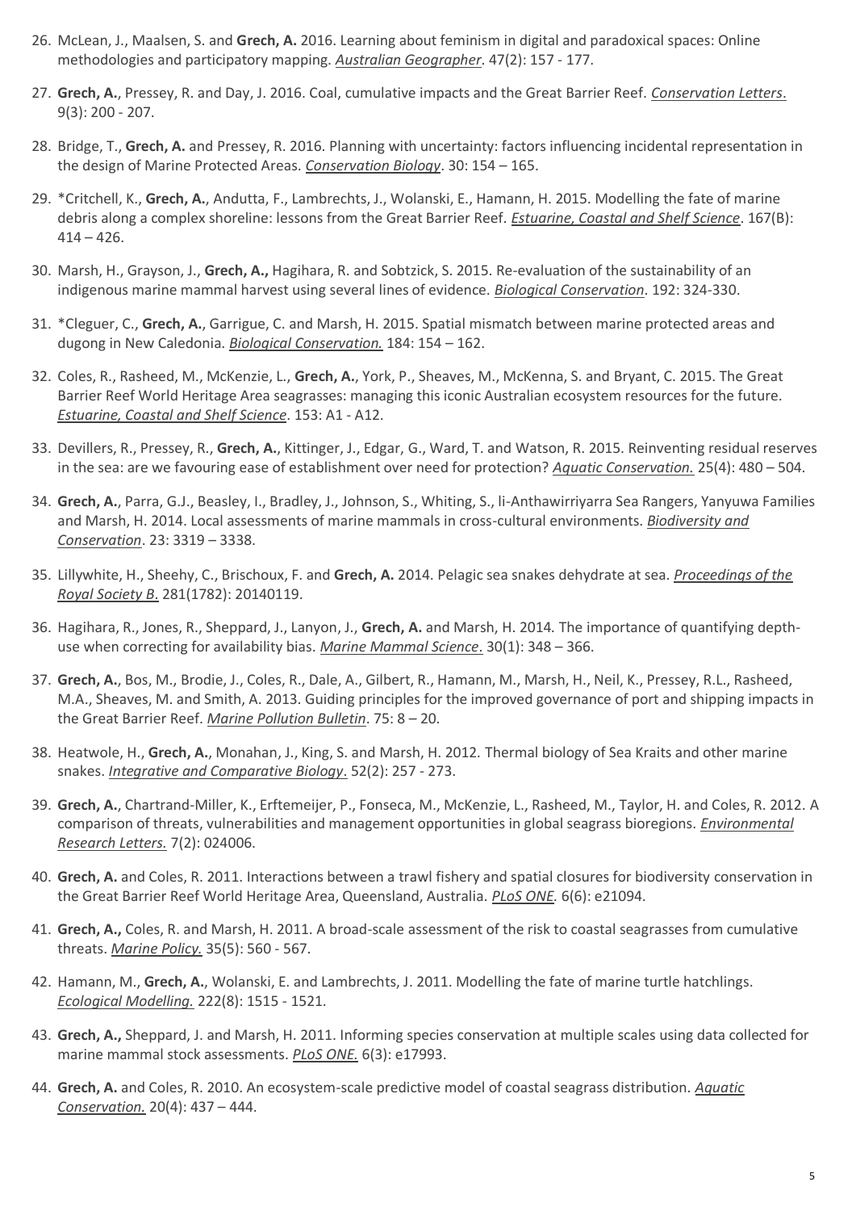26. McLean, J., Maalsen, S. and **Grech, A.** 2016. Learning about feminism in digital and paradoxical spaces: Online methodologies and participatory mapping. *Australian Geographer*. 47(2): 157 - 177.

27. **Grech, A.**, Pressey, R. and Day, J. 2016. Coal, cumulative impacts and the Great Barrier Reef. *Conservation Letters*. 9(3): 200 - 207.

28. Bridge, T., **Grech, A.** and Pressey, R. 2016. Planning with uncertainty: factors influencing incidental representation in the design of Marine Protected Areas. *Conservation Biology*. 30: 154 – 165.

29. *Critchell, K., **Grech, A.**, Andutta, F., Lambrechts, J., Wolanski, E., Hamann, H. 2015. Modelling the fate of marine debris along a complex shoreline: lessons from the Great Barrier Reef. *Estuarine, Coastal and Shelf Science*. 167(B): 414 – 426.

30. Marsh, H., Grayson, J., **Grech, A.,** Hagihara, R. and Sobtzick, S. 2015. Re-evaluation of the sustainability of an indigenous marine mammal harvest using several lines of evidence. *Biological Conservation*. 192: 324-330.

31. *Cleguer, C., **Grech, A.**, Garrigue, C. and Marsh, H. 2015. Spatial mismatch between marine protected areas and dugong in New Caledonia. *Biological Conservation.* 184: 154 – 162.

32. Coles, R., Rasheed, M., McKenzie, L., **Grech, A.**, York, P., Sheaves, M., McKenna, S. and Bryant, C. 2015. The Great Barrier Reef World Heritage Area seagrasses: managing this iconic Australian ecosystem resources for the future. *Estuarine, Coastal and Shelf Science*. 153: A1 - A12.

33. Devillers, R., Pressey, R., **Grech, A.**, Kittinger, J., Edgar, G., Ward, T. and Watson, R. 2015. Reinventing residual reserves in the sea: are we favouring ease of establishment over need for protection? *Aquatic Conservation.* 25(4): 480 – 504.

34. **Grech, A.**, Parra, G.J., Beasley, I., Bradley, J., Johnson, S., Whiting, S., li-Anthawirriyarra Sea Rangers, Yanyuwa Families and Marsh, H. 2014. Local assessments of marine mammals in cross-cultural environments. *Biodiversity and Conservation*. 23: 3319 – 3338.

35. Lillywhite, H., Sheehy, C., Brischoux, F. and **Grech, A.** 2014. Pelagic sea snakes dehydrate at sea. *Proceedings of the Royal Society B*. 281(1782): 20140119.

36. Hagihara, R., Jones, R., Sheppard, J., Lanyon, J., **Grech, A.** and Marsh, H. 2014. The importance of quantifying depth-use when correcting for availability bias. *Marine Mammal Science*. 30(1): 348 – 366.

37. **Grech, A.**, Bos, M., Brodie, J., Coles, R., Dale, A., Gilbert, R., Hamann, M., Marsh, H., Neil, K., Pressey, R.L., Rasheed, M.A., Sheaves, M. and Smith, A. 2013. Guiding principles for the improved governance of port and shipping impacts in the Great Barrier Reef. *Marine Pollution Bulletin*. 75: 8 – 20.

38. Heatwole, H., **Grech, A.**, Monahan, J., King, S. and Marsh, H. 2012. Thermal biology of Sea Kraits and other marine snakes. *Integrative and Comparative Biology*. 52(2): 257 - 273.

39. **Grech, A.**, Chartrand-Miller, K., Erftemeijer, P., Fonseca, M., McKenzie, L., Rasheed, M., Taylor, H. and Coles, R. 2012. A comparison of threats, vulnerabilities and management opportunities in global seagrass bioregions. *Environmental Research Letters.* 7(2): 024006.

40. **Grech, A.** and Coles, R. 2011. Interactions between a trawl fishery and spatial closures for biodiversity conservation in the Great Barrier Reef World Heritage Area, Queensland, Australia. *PLoS ONE.* 6(6): e21094.

41. **Grech, A.,** Coles, R. and Marsh, H. 2011. A broad-scale assessment of the risk to coastal seagrasses from cumulative threats. *Marine Policy.* 35(5): 560 - 567.

42. Hamann, M., **Grech, A.**, Wolanski, E. and Lambrechts, J. 2011. Modelling the fate of marine turtle hatchlings. *Ecological Modelling.* 222(8): 1515 - 1521.

43. **Grech, A.,** Sheppard, J. and Marsh, H. 2011. Informing species conservation at multiple scales using data collected for marine mammal stock assessments. *PLoS ONE.* 6(3): e17993.

44. **Grech, A.** and Coles, R. 2010. An ecosystem-scale predictive model of coastal seagrass distribution. *Aquatic Conservation.* 20(4): 437 – 444.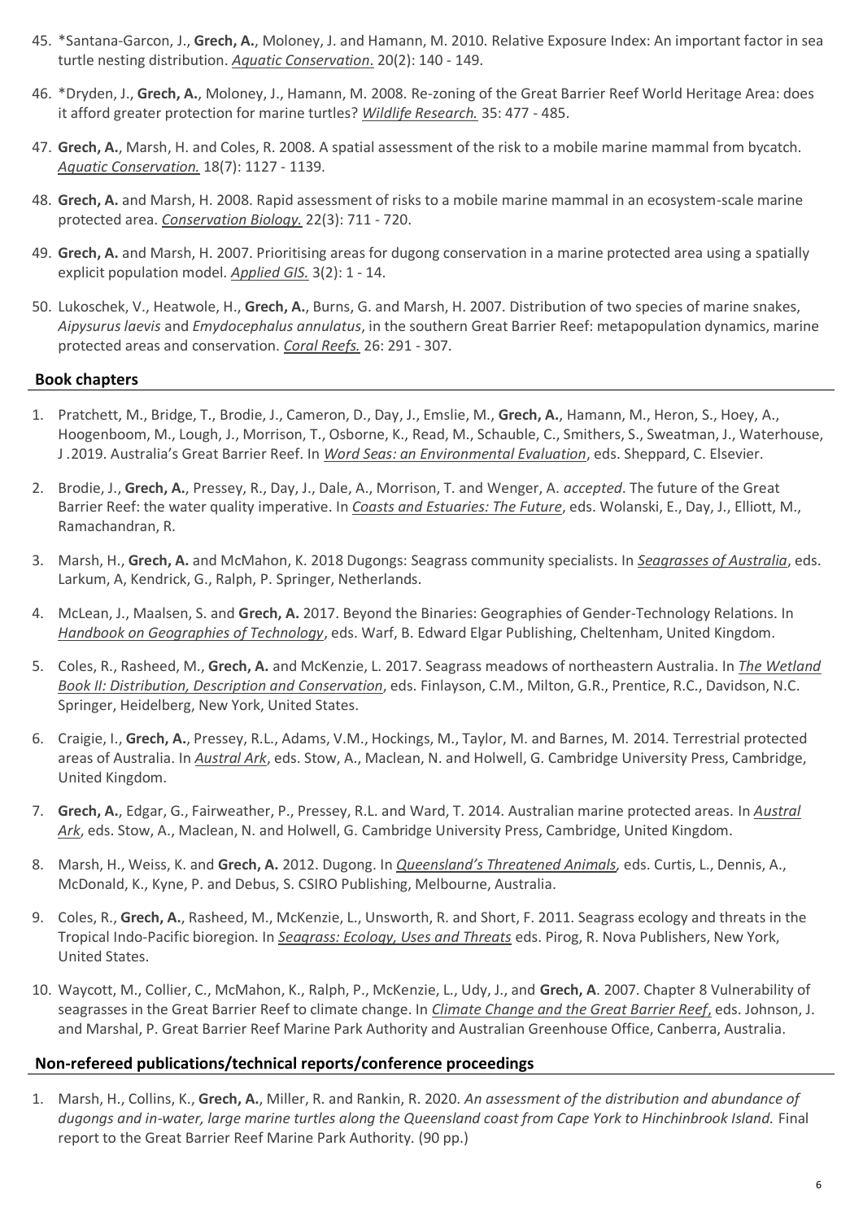45. *Santana-Garcon, J., **Grech, A.**, Moloney, J. and Hamann, M. 2010. Relative Exposure Index: An important factor in sea turtle nesting distribution. *Aquatic Conservation*. 20(2): 140 - 149.

46. *Dryden, J., **Grech, A.**, Moloney, J., Hamann, M. 2008. Re-zoning of the Great Barrier Reef World Heritage Area: does it afford greater protection for marine turtles? *Wildlife Research.* 35: 477 - 485.

47. **Grech, A.**, Marsh, H. and Coles, R. 2008. A spatial assessment of the risk to a mobile marine mammal from bycatch. *Aquatic Conservation.* 18(7): 1127 - 1139.

48. **Grech, A.** and Marsh, H. 2008. Rapid assessment of risks to a mobile marine mammal in an ecosystem-scale marine protected area. *Conservation Biology.* 22(3): 711 - 720.

49. **Grech, A.** and Marsh, H. 2007. Prioritising areas for dugong conservation in a marine protected area using a spatially explicit population model. *Applied GIS.* 3(2): 1 - 14.

50. Lukoschek, V., Heatwole, H., **Grech, A.**, Burns, G. and Marsh, H. 2007. Distribution of two species of marine snakes, *Aipysurus laevis* and *Emydocephalus annulatus*, in the southern Great Barrier Reef: metapopulation dynamics, marine protected areas and conservation. *Coral Reefs.* 26: 291 - 307.

## Book chapters

1. Pratchett, M., Bridge, T., Brodie, J., Cameron, D., Day, J., Emslie, M., **Grech, A.**, Hamann, M., Heron, S., Hoey, A., Hoogenboom, M., Lough, J., Morrison, T., Osborne, K., Read, M., Schauble, C., Smithers, S., Sweatman, J., Waterhouse, J .2019. Australia's Great Barrier Reef. In *Word Seas: an Environmental Evaluation*, eds. Sheppard, C. Elsevier.

2. Brodie, J., **Grech, A.**, Pressey, R., Day, J., Dale, A., Morrison, T. and Wenger, A. *accepted*. The future of the Great Barrier Reef: the water quality imperative. In *Coasts and Estuaries: The Future*, eds. Wolanski, E., Day, J., Elliott, M., Ramachandran, R.

3. Marsh, H., **Grech, A.** and McMahon, K. 2018 Dugongs: Seagrass community specialists. In *Seagrasses of Australia*, eds. Larkum, A, Kendrick, G., Ralph, P. Springer, Netherlands.

4. McLean, J., Maalsen, S. and **Grech, A.** 2017. Beyond the Binaries: Geographies of Gender-Technology Relations. In *Handbook on Geographies of Technology*, eds. Warf, B. Edward Elgar Publishing, Cheltenham, United Kingdom.

5. Coles, R., Rasheed, M., **Grech, A.** and McKenzie, L. 2017. Seagrass meadows of northeastern Australia. In *The Wetland Book II: Distribution, Description and Conservation*, eds. Finlayson, C.M., Milton, G.R., Prentice, R.C., Davidson, N.C. Springer, Heidelberg, New York, United States.

6. Craigie, I., **Grech, A.**, Pressey, R.L., Adams, V.M., Hockings, M., Taylor, M. and Barnes, M. 2014. Terrestrial protected areas of Australia. In *Austral Ark*, eds. Stow, A., Maclean, N. and Holwell, G. Cambridge University Press, Cambridge, United Kingdom.

7. **Grech, A.**, Edgar, G., Fairweather, P., Pressey, R.L. and Ward, T. 2014. Australian marine protected areas. In *Austral Ark*, eds. Stow, A., Maclean, N. and Holwell, G. Cambridge University Press, Cambridge, United Kingdom.

8. Marsh, H., Weiss, K. and **Grech, A.** 2012. Dugong. In *Queensland's Threatened Animals,* eds. Curtis, L., Dennis, A., McDonald, K., Kyne, P. and Debus, S. CSIRO Publishing, Melbourne, Australia.

9. Coles, R., **Grech, A.**, Rasheed, M., McKenzie, L., Unsworth, R. and Short, F. 2011. Seagrass ecology and threats in the Tropical Indo-Pacific bioregion. In *Seagrass: Ecology, Uses and Threats* eds. Pirog, R. Nova Publishers, New York, United States.

10. Waycott, M., Collier, C., McMahon, K., Ralph, P., McKenzie, L., Udy, J., and **Grech, A**. 2007. Chapter 8 Vulnerability of seagrasses in the Great Barrier Reef to climate change. In *Climate Change and the Great Barrier Reef*, eds. Johnson, J. and Marshal, P. Great Barrier Reef Marine Park Authority and Australian Greenhouse Office, Canberra, Australia.

## Non-refereed publications/technical reports/conference proceedings

1. Marsh, H., Collins, K., **Grech, A.**, Miller, R. and Rankin, R. 2020. *An assessment of the distribution and abundance of dugongs and in-water, large marine turtles along the Queensland coast from Cape York to Hinchinbrook Island.* Final report to the Great Barrier Reef Marine Park Authority. (90 pp.)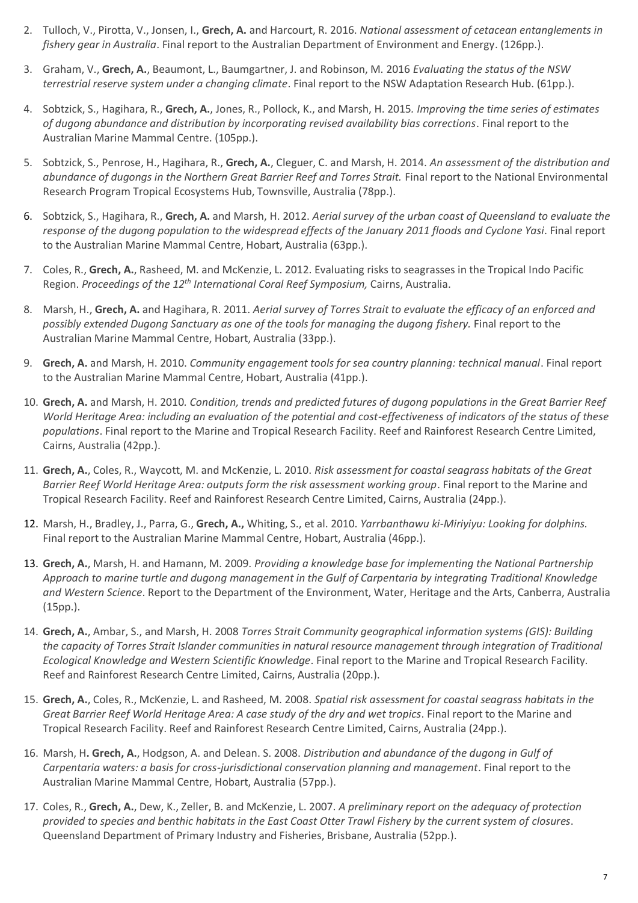2. Tulloch, V., Pirotta, V., Jonsen, I., **Grech, A.** and Harcourt, R. 2016. *National assessment of cetacean entanglements in fishery gear in Australia*. Final report to the Australian Department of Environment and Energy. (126pp.).

3. Graham, V., **Grech, A.**, Beaumont, L., Baumgartner, J. and Robinson, M. 2016 *Evaluating the status of the NSW terrestrial reserve system under a changing climate*. Final report to the NSW Adaptation Research Hub. (61pp.).

4. Sobtzick, S., Hagihara, R., **Grech, A.**, Jones, R., Pollock, K., and Marsh, H. 2015. *Improving the time series of estimates of dugong abundance and distribution by incorporating revised availability bias corrections*. Final report to the Australian Marine Mammal Centre. (105pp.).

5. Sobtzick, S., Penrose, H., Hagihara, R., **Grech, A.**, Cleguer, C. and Marsh, H. 2014. *An assessment of the distribution and abundance of dugongs in the Northern Great Barrier Reef and Torres Strait.* Final report to the National Environmental Research Program Tropical Ecosystems Hub, Townsville, Australia (78pp.).

6. Sobtzick, S., Hagihara, R., **Grech, A.** and Marsh, H. 2012. *Aerial survey of the urban coast of Queensland to evaluate the response of the dugong population to the widespread effects of the January 2011 floods and Cyclone Yasi*. Final report to the Australian Marine Mammal Centre, Hobart, Australia (63pp.).

7. Coles, R., **Grech, A.**, Rasheed, M. and McKenzie, L. 2012. Evaluating risks to seagrasses in the Tropical Indo Pacific Region. *Proceedings of the 12th International Coral Reef Symposium,* Cairns, Australia.

8. Marsh, H., **Grech, A.** and Hagihara, R. 2011. *Aerial survey of Torres Strait to evaluate the efficacy of an enforced and possibly extended Dugong Sanctuary as one of the tools for managing the dugong fishery.* Final report to the Australian Marine Mammal Centre, Hobart, Australia (33pp.).

9. **Grech, A.** and Marsh, H. 2010. *Community engagement tools for sea country planning: technical manual*. Final report to the Australian Marine Mammal Centre, Hobart, Australia (41pp.).

10. **Grech, A.** and Marsh, H. 2010. *Condition, trends and predicted futures of dugong populations in the Great Barrier Reef World Heritage Area: including an evaluation of the potential and cost-effectiveness of indicators of the status of these populations*. Final report to the Marine and Tropical Research Facility. Reef and Rainforest Research Centre Limited, Cairns, Australia (42pp.).

11. **Grech, A.**, Coles, R., Waycott, M. and McKenzie, L. 2010. *Risk assessment for coastal seagrass habitats of the Great Barrier Reef World Heritage Area: outputs form the risk assessment working group*. Final report to the Marine and Tropical Research Facility. Reef and Rainforest Research Centre Limited, Cairns, Australia (24pp.).

12. Marsh, H., Bradley, J., Parra, G., **Grech, A.,** Whiting, S., et al. 2010. *Yarrbanthawu ki-Miriyiyu: Looking for dolphins.* Final report to the Australian Marine Mammal Centre, Hobart, Australia (46pp.).

13. **Grech, A.**, Marsh, H. and Hamann, M. 2009. *Providing a knowledge base for implementing the National Partnership Approach to marine turtle and dugong management in the Gulf of Carpentaria by integrating Traditional Knowledge and Western Science*. Report to the Department of the Environment, Water, Heritage and the Arts, Canberra, Australia (15pp.).

14. **Grech, A.**, Ambar, S., and Marsh, H. 2008 *Torres Strait Community geographical information systems (GIS): Building the capacity of Torres Strait Islander communities in natural resource management through integration of Traditional Ecological Knowledge and Western Scientific Knowledge*. Final report to the Marine and Tropical Research Facility. Reef and Rainforest Research Centre Limited, Cairns, Australia (20pp.).

15. **Grech, A.**, Coles, R., McKenzie, L. and Rasheed, M. 2008. *Spatial risk assessment for coastal seagrass habitats in the Great Barrier Reef World Heritage Area: A case study of the dry and wet tropics*. Final report to the Marine and Tropical Research Facility. Reef and Rainforest Research Centre Limited, Cairns, Australia (24pp.).

16. Marsh, H**. Grech, A.**, Hodgson, A. and Delean. S. 2008. *Distribution and abundance of the dugong in Gulf of Carpentaria waters: a basis for cross-jurisdictional conservation planning and management*. Final report to the Australian Marine Mammal Centre, Hobart, Australia (57pp.).

17. Coles, R., **Grech, A.**, Dew, K., Zeller, B. and McKenzie, L. 2007. *A preliminary report on the adequacy of protection provided to species and benthic habitats in the East Coast Otter Trawl Fishery by the current system of closures*. Queensland Department of Primary Industry and Fisheries, Brisbane, Australia (52pp.).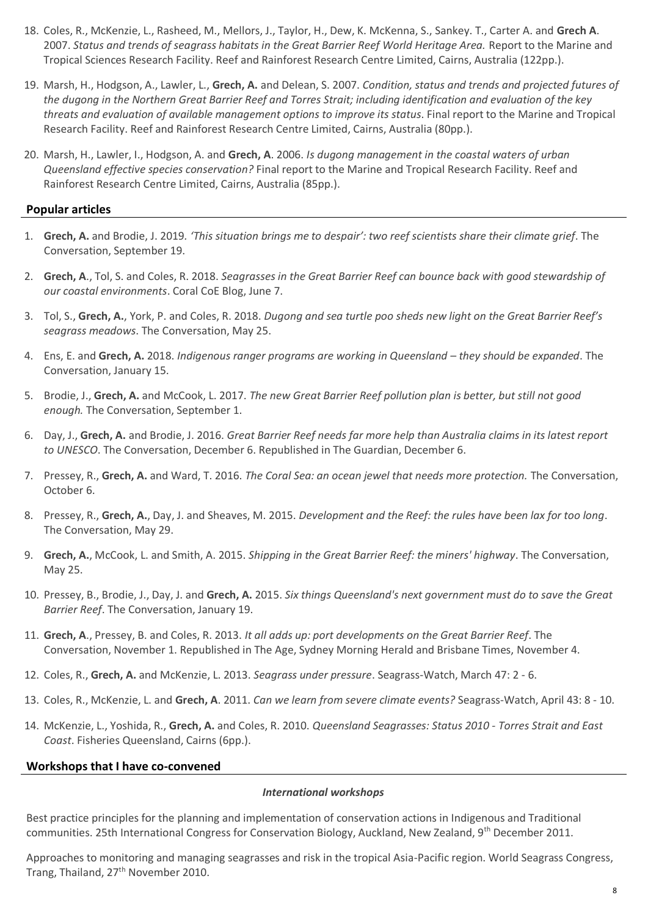18. Coles, R., McKenzie, L., Rasheed, M., Mellors, J., Taylor, H., Dew, K. McKenna, S., Sankey. T., Carter A. and **Grech A**. 2007. *Status and trends of seagrass habitats in the Great Barrier Reef World Heritage Area.* Report to the Marine and Tropical Sciences Research Facility. Reef and Rainforest Research Centre Limited, Cairns, Australia (122pp.).

19. Marsh, H., Hodgson, A., Lawler, L., **Grech, A.** and Delean, S. 2007. *Condition, status and trends and projected futures of the dugong in the Northern Great Barrier Reef and Torres Strait; including identification and evaluation of the key threats and evaluation of available management options to improve its status*. Final report to the Marine and Tropical Research Facility. Reef and Rainforest Research Centre Limited, Cairns, Australia (80pp.).

20. Marsh, H., Lawler, I., Hodgson, A. and **Grech, A**. 2006. *Is dugong management in the coastal waters of urban Queensland effective species conservation?* Final report to the Marine and Tropical Research Facility. Reef and Rainforest Research Centre Limited, Cairns, Australia (85pp.).

## Popular articles

1. **Grech, A.** and Brodie, J. 2019. *'This situation brings me to despair': two reef scientists share their climate grief*. The Conversation, September 19.

2. **Grech, A**., Tol, S. and Coles, R. 2018. *Seagrasses in the Great Barrier Reef can bounce back with good stewardship of our coastal environments*. Coral CoE Blog, June 7.

3. Tol, S., **Grech, A.**, York, P. and Coles, R. 2018. *Dugong and sea turtle poo sheds new light on the Great Barrier Reef's seagrass meadows*. The Conversation, May 25.

4. Ens, E. and **Grech, A.** 2018. *Indigenous ranger programs are working in Queensland – they should be expanded*. The Conversation, January 15.

5. Brodie, J., **Grech, A.** and McCook, L. 2017. *The new Great Barrier Reef pollution plan is better, but still not good enough.* The Conversation, September 1.

6. Day, J., **Grech, A.** and Brodie, J. 2016. *Great Barrier Reef needs far more help than Australia claims in its latest report to UNESCO*. The Conversation, December 6. Republished in The Guardian, December 6.

7. Pressey, R., **Grech, A.** and Ward, T. 2016. *The Coral Sea: an ocean jewel that needs more protection.* The Conversation, October 6.

8. Pressey, R., **Grech, A.**, Day, J. and Sheaves, M. 2015. *Development and the Reef: the rules have been lax for too long*. The Conversation, May 29.

9. **Grech, A.**, McCook, L. and Smith, A. 2015. *Shipping in the Great Barrier Reef: the miners' highway*. The Conversation, May 25.

10. Pressey, B., Brodie, J., Day, J. and **Grech, A.** 2015. *Six things Queensland's next government must do to save the Great Barrier Reef*. The Conversation, January 19.

11. **Grech, A**., Pressey, B. and Coles, R. 2013. *It all adds up: port developments on the Great Barrier Reef*. The Conversation, November 1. Republished in The Age, Sydney Morning Herald and Brisbane Times, November 4.

12. Coles, R., **Grech, A.** and McKenzie, L. 2013. *Seagrass under pressure*. Seagrass-Watch, March 47: 2 - 6.

13. Coles, R., McKenzie, L. and **Grech, A**. 2011. *Can we learn from severe climate events?* Seagrass-Watch, April 43: 8 - 10.

14. McKenzie, L., Yoshida, R., **Grech, A.** and Coles, R. 2010. *Queensland Seagrasses: Status 2010 - Torres Strait and East Coast*. Fisheries Queensland, Cairns (6pp.).

## Workshops that I have co-convened

### *International workshops*

Best practice principles for the planning and implementation of conservation actions in Indigenous and Traditional communities. 25th International Congress for Conservation Biology, Auckland, New Zealand, 9th December 2011.

Approaches to monitoring and managing seagrasses and risk in the tropical Asia-Pacific region. World Seagrass Congress, Trang, Thailand, 27th November 2010.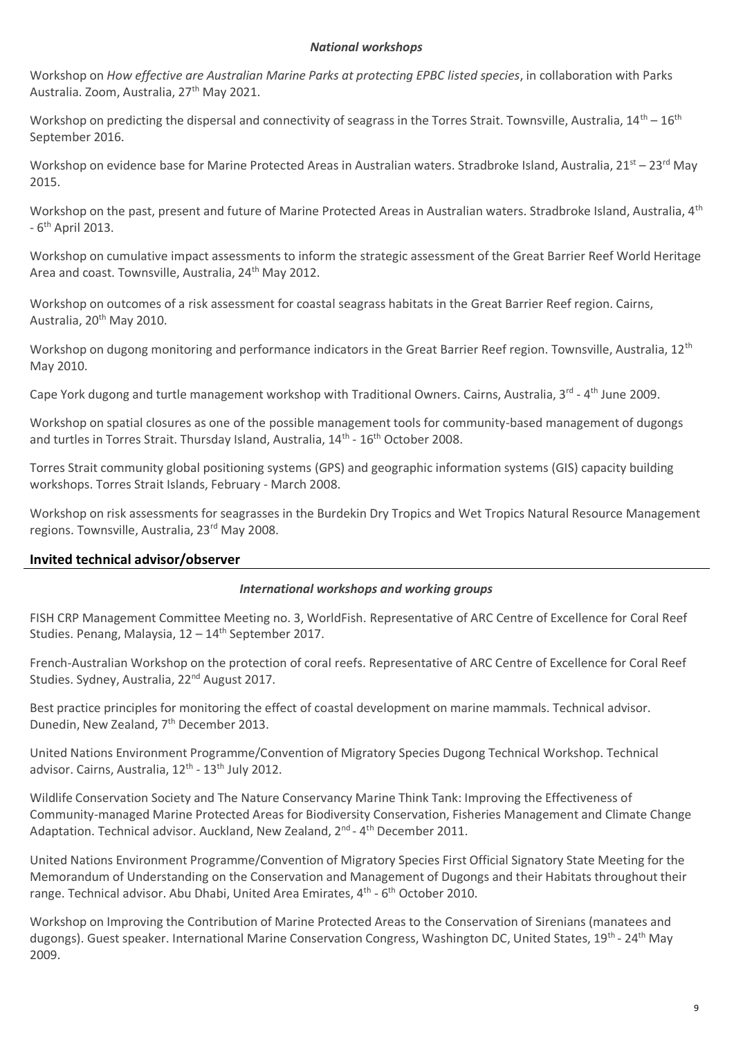### *National workshops*

Workshop on *How effective are Australian Marine Parks at protecting EPBC listed species*, in collaboration with Parks Australia. Zoom, Australia, 27th May 2021.

Workshop on predicting the dispersal and connectivity of seagrass in the Torres Strait. Townsville, Australia, 14th – 16th September 2016.

Workshop on evidence base for Marine Protected Areas in Australian waters. Stradbroke Island, Australia, 21st – 23rd May 2015.

Workshop on the past, present and future of Marine Protected Areas in Australian waters. Stradbroke Island, Australia, 4th - 6th April 2013.

Workshop on cumulative impact assessments to inform the strategic assessment of the Great Barrier Reef World Heritage Area and coast. Townsville, Australia, 24th May 2012.

Workshop on outcomes of a risk assessment for coastal seagrass habitats in the Great Barrier Reef region. Cairns, Australia, 20th May 2010.

Workshop on dugong monitoring and performance indicators in the Great Barrier Reef region. Townsville, Australia, 12th May 2010.

Cape York dugong and turtle management workshop with Traditional Owners. Cairns, Australia, 3rd - 4th June 2009.

Workshop on spatial closures as one of the possible management tools for community-based management of dugongs and turtles in Torres Strait. Thursday Island, Australia, 14th - 16th October 2008.

Torres Strait community global positioning systems (GPS) and geographic information systems (GIS) capacity building workshops. Torres Strait Islands, February - March 2008.

Workshop on risk assessments for seagrasses in the Burdekin Dry Tropics and Wet Tropics Natural Resource Management regions. Townsville, Australia, 23rd May 2008.

## **Invited technical advisor/observer**

### *International workshops and working groups*

FISH CRP Management Committee Meeting no. 3, WorldFish. Representative of ARC Centre of Excellence for Coral Reef Studies. Penang, Malaysia, 12 – 14th September 2017.

French-Australian Workshop on the protection of coral reefs. Representative of ARC Centre of Excellence for Coral Reef Studies. Sydney, Australia, 22nd August 2017.

Best practice principles for monitoring the effect of coastal development on marine mammals. Technical advisor. Dunedin, New Zealand, 7th December 2013.

United Nations Environment Programme/Convention of Migratory Species Dugong Technical Workshop. Technical advisor. Cairns, Australia, 12th - 13th July 2012.

Wildlife Conservation Society and The Nature Conservancy Marine Think Tank: Improving the Effectiveness of Community-managed Marine Protected Areas for Biodiversity Conservation, Fisheries Management and Climate Change Adaptation. Technical advisor. Auckland, New Zealand, 2nd - 4th December 2011.

United Nations Environment Programme/Convention of Migratory Species First Official Signatory State Meeting for the Memorandum of Understanding on the Conservation and Management of Dugongs and their Habitats throughout their range. Technical advisor. Abu Dhabi, United Area Emirates, 4th - 6th October 2010.

Workshop on Improving the Contribution of Marine Protected Areas to the Conservation of Sirenians (manatees and dugongs). Guest speaker. International Marine Conservation Congress, Washington DC, United States, 19th - 24th May 2009.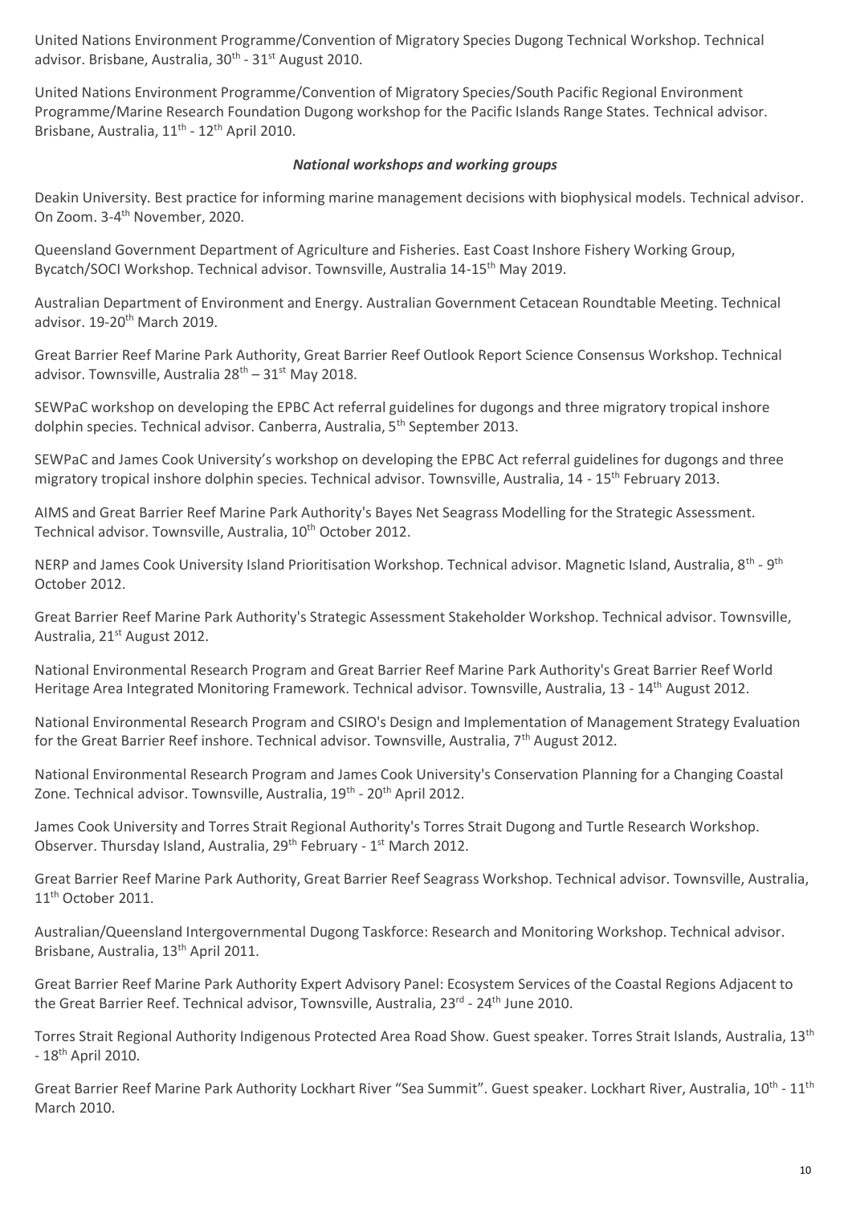United Nations Environment Programme/Convention of Migratory Species Dugong Technical Workshop. Technical advisor. Brisbane, Australia, 30th - 31st August 2010.

United Nations Environment Programme/Convention of Migratory Species/South Pacific Regional Environment Programme/Marine Research Foundation Dugong workshop for the Pacific Islands Range States. Technical advisor. Brisbane, Australia, 11th - 12th April 2010.

### *National workshops and working groups*

Deakin University. Best practice for informing marine management decisions with biophysical models. Technical advisor. On Zoom. 3-4th November, 2020.

Queensland Government Department of Agriculture and Fisheries. East Coast Inshore Fishery Working Group, Bycatch/SOCI Workshop. Technical advisor. Townsville, Australia 14-15th May 2019.

Australian Department of Environment and Energy. Australian Government Cetacean Roundtable Meeting. Technical advisor. 19-20th March 2019.

Great Barrier Reef Marine Park Authority, Great Barrier Reef Outlook Report Science Consensus Workshop. Technical advisor. Townsville, Australia 28th – 31st May 2018.

SEWPaC workshop on developing the EPBC Act referral guidelines for dugongs and three migratory tropical inshore dolphin species. Technical advisor. Canberra, Australia, 5th September 2013.

SEWPaC and James Cook University's workshop on developing the EPBC Act referral guidelines for dugongs and three migratory tropical inshore dolphin species. Technical advisor. Townsville, Australia, 14 - 15th February 2013.

AIMS and Great Barrier Reef Marine Park Authority's Bayes Net Seagrass Modelling for the Strategic Assessment. Technical advisor. Townsville, Australia, 10th October 2012.

NERP and James Cook University Island Prioritisation Workshop. Technical advisor. Magnetic Island, Australia, 8th - 9th October 2012.

Great Barrier Reef Marine Park Authority's Strategic Assessment Stakeholder Workshop. Technical advisor. Townsville, Australia, 21st August 2012.

National Environmental Research Program and Great Barrier Reef Marine Park Authority's Great Barrier Reef World Heritage Area Integrated Monitoring Framework. Technical advisor. Townsville, Australia, 13 - 14th August 2012.

National Environmental Research Program and CSIRO's Design and Implementation of Management Strategy Evaluation for the Great Barrier Reef inshore. Technical advisor. Townsville, Australia, 7th August 2012.

National Environmental Research Program and James Cook University's Conservation Planning for a Changing Coastal Zone. Technical advisor. Townsville, Australia, 19th - 20th April 2012.

James Cook University and Torres Strait Regional Authority's Torres Strait Dugong and Turtle Research Workshop. Observer. Thursday Island, Australia, 29th February - 1st March 2012.

Great Barrier Reef Marine Park Authority, Great Barrier Reef Seagrass Workshop. Technical advisor. Townsville, Australia, 11th October 2011.

Australian/Queensland Intergovernmental Dugong Taskforce: Research and Monitoring Workshop. Technical advisor. Brisbane, Australia, 13th April 2011.

Great Barrier Reef Marine Park Authority Expert Advisory Panel: Ecosystem Services of the Coastal Regions Adjacent to the Great Barrier Reef. Technical advisor, Townsville, Australia, 23rd - 24th June 2010.

Torres Strait Regional Authority Indigenous Protected Area Road Show. Guest speaker. Torres Strait Islands, Australia, 13th - 18th April 2010.

Great Barrier Reef Marine Park Authority Lockhart River "Sea Summit". Guest speaker. Lockhart River, Australia, 10th - 11th March 2010.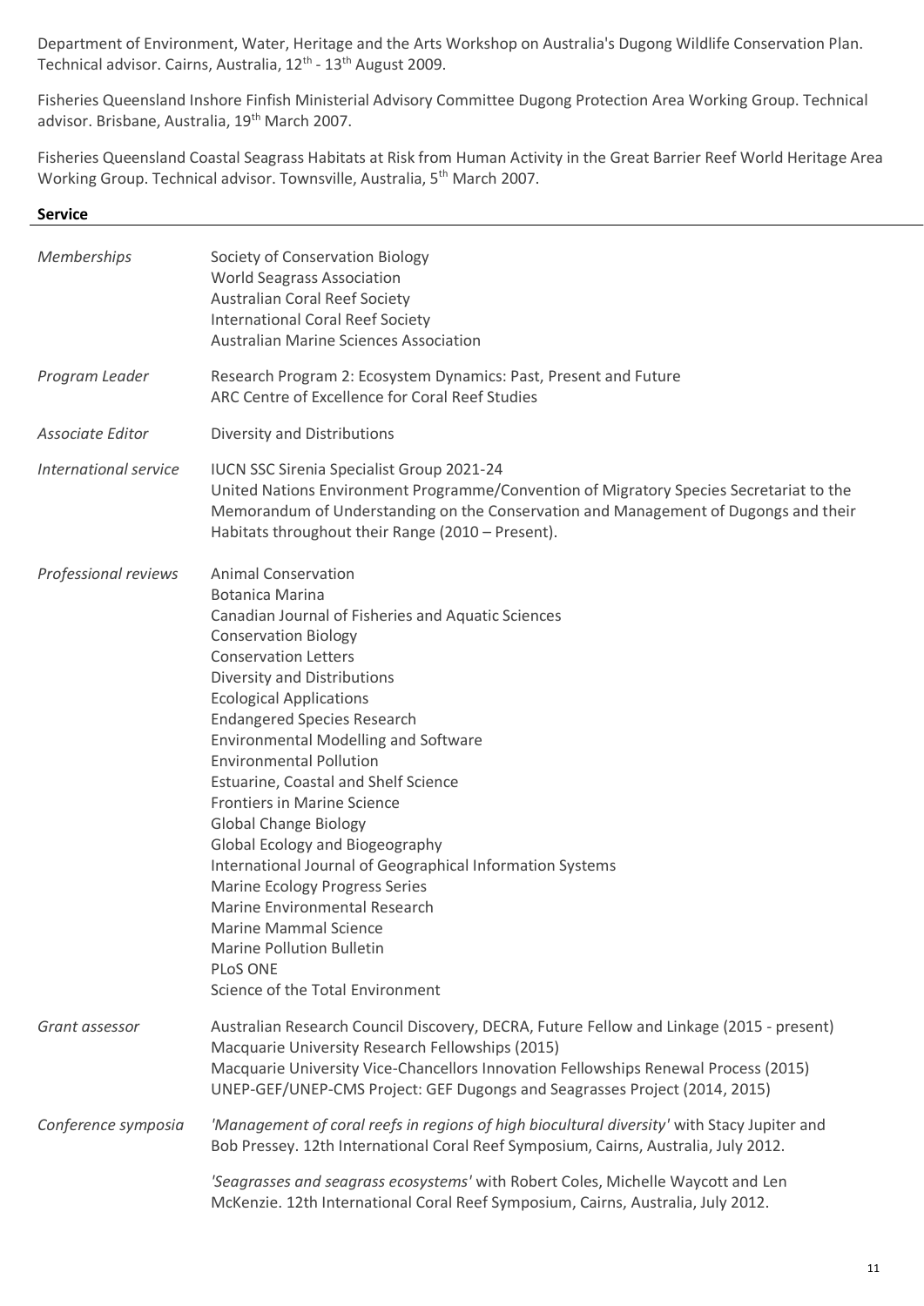Department of Environment, Water, Heritage and the Arts Workshop on Australia's Dugong Wildlife Conservation Plan. Technical advisor. Cairns, Australia, 12th - 13th August 2009.

Fisheries Queensland Inshore Finfish Ministerial Advisory Committee Dugong Protection Area Working Group. Technical advisor. Brisbane, Australia, 19th March 2007.

Fisheries Queensland Coastal Seagrass Habitats at Risk from Human Activity in the Great Barrier Reef World Heritage Area Working Group. Technical advisor. Townsville, Australia, 5th March 2007.

**Service**

| | |
|---|---|
| *Memberships* | Society of Conservation Biology<br>World Seagrass Association<br>Australian Coral Reef Society<br>International Coral Reef Society<br>Australian Marine Sciences Association |
| *Program Leader* | Research Program 2: Ecosystem Dynamics: Past, Present and Future<br>ARC Centre of Excellence for Coral Reef Studies |
| *Associate Editor* | Diversity and Distributions |
| *International service* | IUCN SSC Sirenia Specialist Group 2021-24<br>United Nations Environment Programme/Convention of Migratory Species Secretariat to the Memorandum of Understanding on the Conservation and Management of Dugongs and their Habitats throughout their Range (2010 – Present). |
| *Professional reviews* | Animal Conservation<br>Botanica Marina<br>Canadian Journal of Fisheries and Aquatic Sciences<br>Conservation Biology<br>Conservation Letters<br>Diversity and Distributions<br>Ecological Applications<br>Endangered Species Research<br>Environmental Modelling and Software<br>Environmental Pollution<br>Estuarine, Coastal and Shelf Science<br>Frontiers in Marine Science<br>Global Change Biology<br>Global Ecology and Biogeography<br>International Journal of Geographical Information Systems<br>Marine Ecology Progress Series<br>Marine Environmental Research<br>Marine Mammal Science<br>Marine Pollution Bulletin<br>PLoS ONE<br>Science of the Total Environment |
| *Grant assessor* | Australian Research Council Discovery, DECRA, Future Fellow and Linkage (2015 - present)<br>Macquarie University Research Fellowships (2015)<br>Macquarie University Vice-Chancellors Innovation Fellowships Renewal Process (2015)<br>UNEP-GEF/UNEP-CMS Project: GEF Dugongs and Seagrasses Project (2014, 2015) |
| *Conference symposia* | *'Management of coral reefs in regions of high biocultural diversity'* with Stacy Jupiter and Bob Pressey. 12th International Coral Reef Symposium, Cairns, Australia, July 2012.<br><br>*'Seagrasses and seagrass ecosystems'* with Robert Coles, Michelle Waycott and Len McKenzie. 12th International Coral Reef Symposium, Cairns, Australia, July 2012. |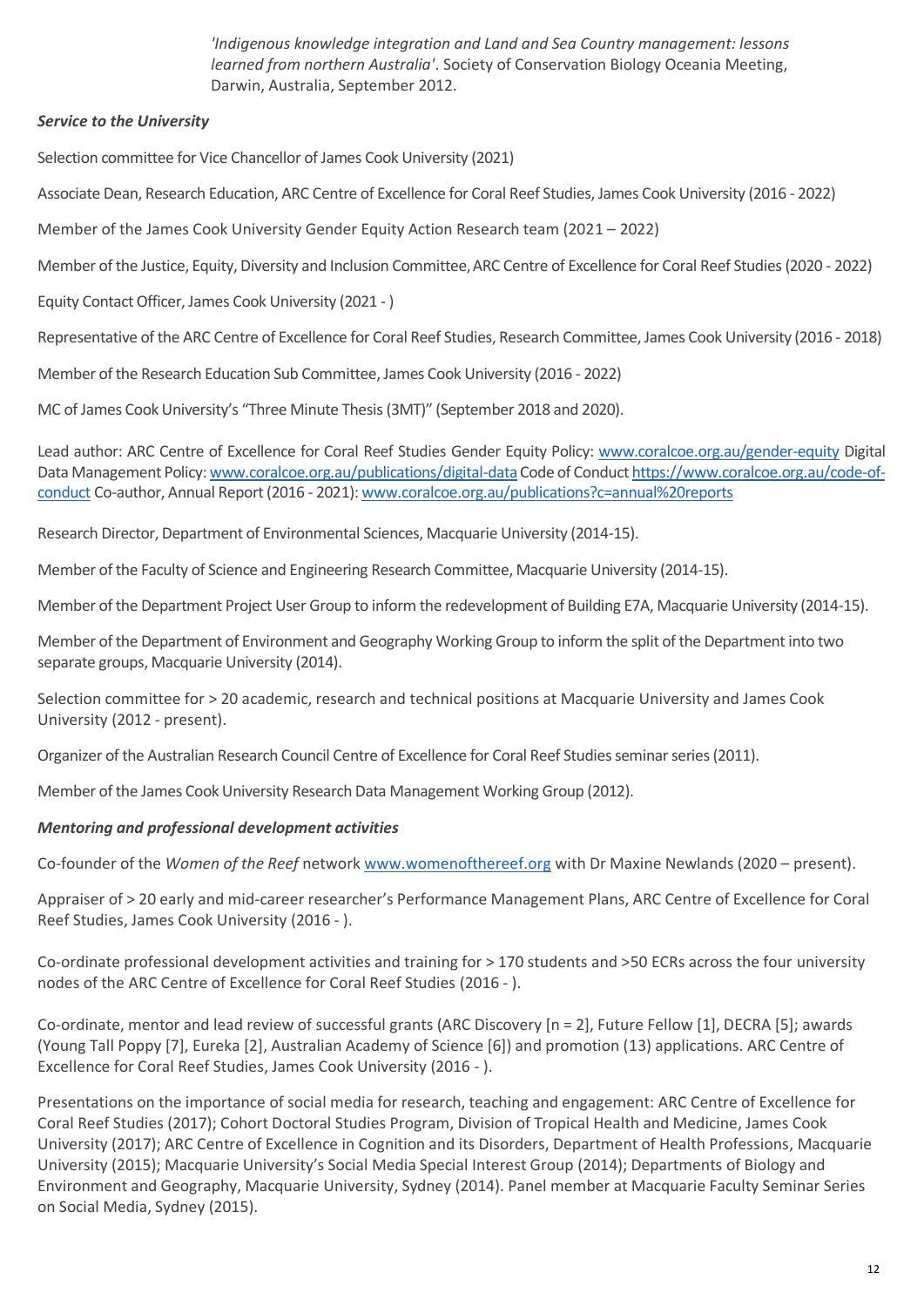*'Indigenous knowledge integration and Land and Sea Country management: lessons learned from northern Australia'*. Society of Conservation Biology Oceania Meeting, Darwin, Australia, September 2012.

***Service to the University***

Selection committee for Vice Chancellor of James Cook University (2021)

Associate Dean, Research Education, ARC Centre of Excellence for Coral Reef Studies, James Cook University (2016 - 2022)

Member of the James Cook University Gender Equity Action Research team (2021 – 2022)

Member of the Justice, Equity, Diversity and Inclusion Committee, ARC Centre of Excellence for Coral Reef Studies (2020 - 2022)

Equity Contact Officer, James Cook University (2021 - )

Representative of the ARC Centre of Excellence for Coral Reef Studies, Research Committee, James Cook University (2016 - 2018)

Member of the Research Education Sub Committee, James Cook University (2016 - 2022)

MC of James Cook University's "Three Minute Thesis (3MT)" (September 2018 and 2020).

Lead author: ARC Centre of Excellence for Coral Reef Studies Gender Equity Policy: [www.coralcoe.org.au/gender-equity](www.coralcoe.org.au/gender-equity) Digital Data Management Policy: [www.coralcoe.org.au/publications/digital-data](www.coralcoe.org.au/publications/digital-data) Code of Conduct [https://www.coralcoe.org.au/code-of-conduct](https://www.coralcoe.org.au/code-of-conduct) Co-author, Annual Report (2016 - 2021): [www.coralcoe.org.au/publications?c=annual%20reports](www.coralcoe.org.au/publications?c=annual%20reports)

Research Director, Department of Environmental Sciences, Macquarie University (2014-15).

Member of the Faculty of Science and Engineering Research Committee, Macquarie University (2014-15).

Member of the Department Project User Group to inform the redevelopment of Building E7A, Macquarie University (2014-15).

Member of the Department of Environment and Geography Working Group to inform the split of the Department into two separate groups, Macquarie University (2014).

Selection committee for > 20 academic, research and technical positions at Macquarie University and James Cook University (2012 - present).

Organizer of the Australian Research Council Centre of Excellence for Coral Reef Studies seminar series (2011).

Member of the James Cook University Research Data Management Working Group (2012).

***Mentoring and professional development activities***

Co-founder of the *Women of the Reef* network [www.womenofthereef.org](www.womenofthereef.org) with Dr Maxine Newlands (2020 – present).

Appraiser of > 20 early and mid-career researcher's Performance Management Plans, ARC Centre of Excellence for Coral Reef Studies, James Cook University (2016 - ).

Co-ordinate professional development activities and training for > 170 students and >50 ECRs across the four university nodes of the ARC Centre of Excellence for Coral Reef Studies (2016 - ).

Co-ordinate, mentor and lead review of successful grants (ARC Discovery [n = 2], Future Fellow [1], DECRA [5]; awards (Young Tall Poppy [7], Eureka [2], Australian Academy of Science [6]) and promotion (13) applications. ARC Centre of Excellence for Coral Reef Studies, James Cook University (2016 - ).

Presentations on the importance of social media for research, teaching and engagement: ARC Centre of Excellence for Coral Reef Studies (2017); Cohort Doctoral Studies Program, Division of Tropical Health and Medicine, James Cook University (2017); ARC Centre of Excellence in Cognition and its Disorders, Department of Health Professions, Macquarie University (2015); Macquarie University's Social Media Special Interest Group (2014); Departments of Biology and Environment and Geography, Macquarie University, Sydney (2014). Panel member at Macquarie Faculty Seminar Series on Social Media, Sydney (2015).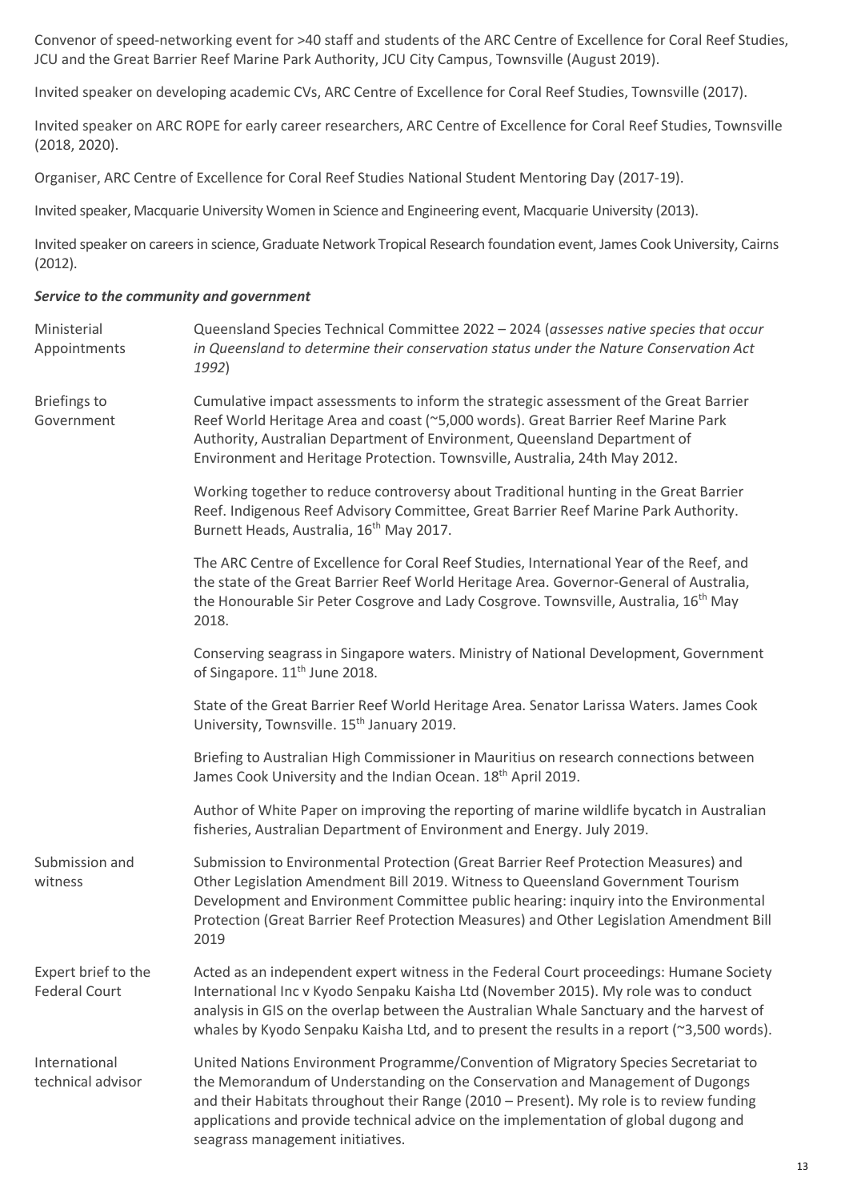Convenor of speed-networking event for >40 staff and students of the ARC Centre of Excellence for Coral Reef Studies, JCU and the Great Barrier Reef Marine Park Authority, JCU City Campus, Townsville (August 2019).

Invited speaker on developing academic CVs, ARC Centre of Excellence for Coral Reef Studies, Townsville (2017).

Invited speaker on ARC ROPE for early career researchers, ARC Centre of Excellence for Coral Reef Studies, Townsville (2018, 2020).

Organiser, ARC Centre of Excellence for Coral Reef Studies National Student Mentoring Day (2017-19).

Invited speaker, Macquarie University Women in Science and Engineering event, Macquarie University (2013).

Invited speaker on careers in science, Graduate Network Tropical Research foundation event, James Cook University, Cairns (2012).

***Service to the community and government***

| | |
|---|---|
| Ministerial Appointments | Queensland Species Technical Committee 2022 – 2024 (*assesses native species that occur in Queensland to determine their conservation status under the Nature Conservation Act 1992*) |
| Briefings to Government | Cumulative impact assessments to inform the strategic assessment of the Great Barrier Reef World Heritage Area and coast (~5,000 words). Great Barrier Reef Marine Park Authority, Australian Department of Environment, Queensland Department of Environment and Heritage Protection. Townsville, Australia, 24th May 2012. |
| | Working together to reduce controversy about Traditional hunting in the Great Barrier Reef. Indigenous Reef Advisory Committee, Great Barrier Reef Marine Park Authority. Burnett Heads, Australia, 16th May 2017. |
| | The ARC Centre of Excellence for Coral Reef Studies, International Year of the Reef, and the state of the Great Barrier Reef World Heritage Area. Governor-General of Australia, the Honourable Sir Peter Cosgrove and Lady Cosgrove. Townsville, Australia, 16th May 2018. |
| | Conserving seagrass in Singapore waters. Ministry of National Development, Government of Singapore. 11th June 2018. |
| | State of the Great Barrier Reef World Heritage Area. Senator Larissa Waters. James Cook University, Townsville. 15th January 2019. |
| | Briefing to Australian High Commissioner in Mauritius on research connections between James Cook University and the Indian Ocean. 18th April 2019. |
| | Author of White Paper on improving the reporting of marine wildlife bycatch in Australian fisheries, Australian Department of Environment and Energy. July 2019. |
| Submission and witness | Submission to Environmental Protection (Great Barrier Reef Protection Measures) and Other Legislation Amendment Bill 2019. Witness to Queensland Government Tourism Development and Environment Committee public hearing: inquiry into the Environmental Protection (Great Barrier Reef Protection Measures) and Other Legislation Amendment Bill 2019 |
| Expert brief to the Federal Court | Acted as an independent expert witness in the Federal Court proceedings: Humane Society International Inc v Kyodo Senpaku Kaisha Ltd (November 2015). My role was to conduct analysis in GIS on the overlap between the Australian Whale Sanctuary and the harvest of whales by Kyodo Senpaku Kaisha Ltd, and to present the results in a report (~3,500 words). |
| International technical advisor | United Nations Environment Programme/Convention of Migratory Species Secretariat to the Memorandum of Understanding on the Conservation and Management of Dugongs and their Habitats throughout their Range (2010 – Present). My role is to review funding applications and provide technical advice on the implementation of global dugong and seagrass management initiatives. |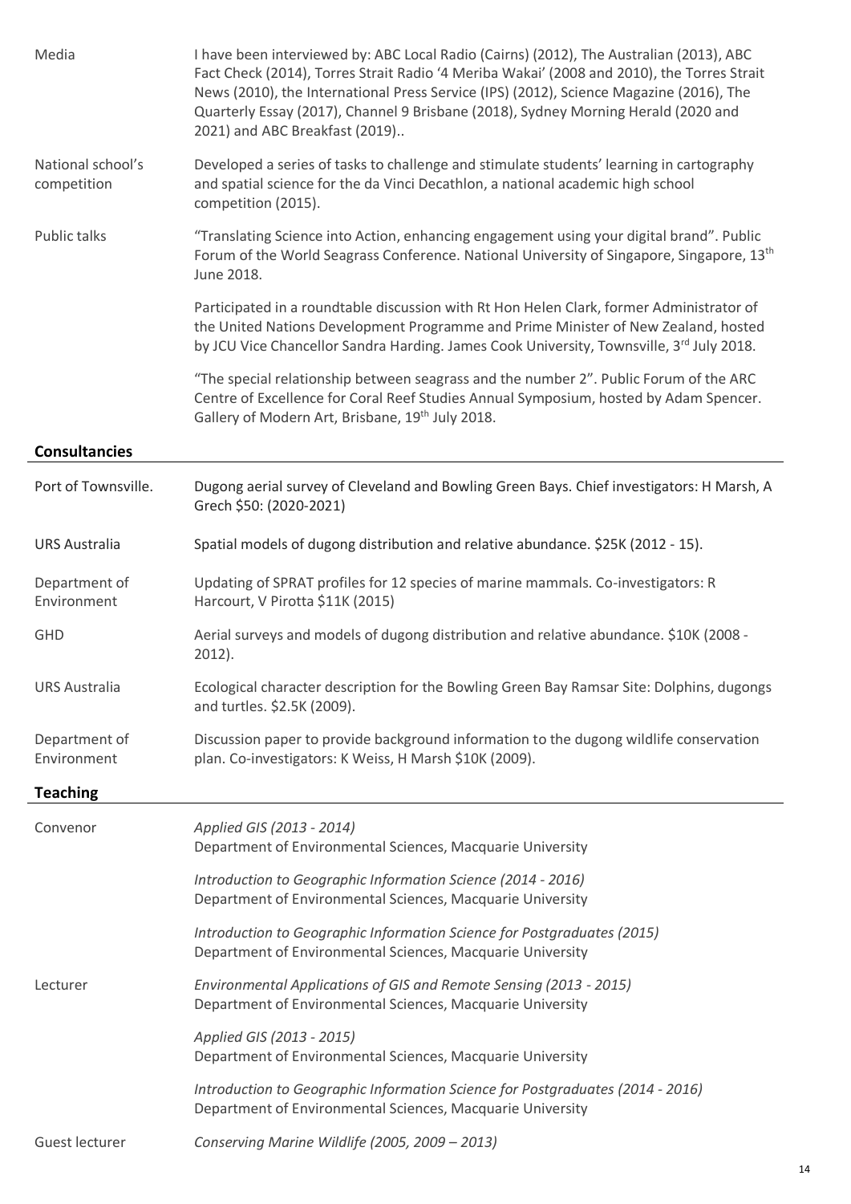| | |
|---|---|
| Media | I have been interviewed by: ABC Local Radio (Cairns) (2012), The Australian (2013), ABC Fact Check (2014), Torres Strait Radio '4 Meriba Wakai' (2008 and 2010), the Torres Strait News (2010), the International Press Service (IPS) (2012), Science Magazine (2016), The Quarterly Essay (2017), Channel 9 Brisbane (2018), Sydney Morning Herald (2020 and 2021) and ABC Breakfast (2019).. |
| National school's competition | Developed a series of tasks to challenge and stimulate students' learning in cartography and spatial science for the da Vinci Decathlon, a national academic high school competition (2015). |
| Public talks | "Translating Science into Action, enhancing engagement using your digital brand". Public Forum of the World Seagrass Conference. National University of Singapore, Singapore, 13th June 2018. |
| | Participated in a roundtable discussion with Rt Hon Helen Clark, former Administrator of the United Nations Development Programme and Prime Minister of New Zealand, hosted by JCU Vice Chancellor Sandra Harding. James Cook University, Townsville, 3rd July 2018. |
| | "The special relationship between seagrass and the number 2". Public Forum of the ARC Centre of Excellence for Coral Reef Studies Annual Symposium, hosted by Adam Spencer. Gallery of Modern Art, Brisbane, 19th July 2018. |

## Consultancies

| | |
|---|---|
| Port of Townsville. | Dugong aerial survey of Cleveland and Bowling Green Bays. Chief investigators: H Marsh, A Grech \$50: (2020-2021) |
| URS Australia | Spatial models of dugong distribution and relative abundance. \$25K (2012 - 15). |
| Department of Environment | Updating of SPRAT profiles for 12 species of marine mammals. Co-investigators: R Harcourt, V Pirotta \$11K (2015) |
| GHD | Aerial surveys and models of dugong distribution and relative abundance. \$10K (2008 - 2012). |
| URS Australia | Ecological character description for the Bowling Green Bay Ramsar Site: Dolphins, dugongs and turtles. \$2.5K (2009). |
| Department of Environment | Discussion paper to provide background information to the dugong wildlife conservation plan. Co-investigators: K Weiss, H Marsh \$10K (2009). |

## Teaching

| | |
|---|---|
| Convenor | *Applied GIS (2013 - 2014)*<br>Department of Environmental Sciences, Macquarie University |
| | *Introduction to Geographic Information Science (2014 - 2016)*<br>Department of Environmental Sciences, Macquarie University |
| | *Introduction to Geographic Information Science for Postgraduates (2015)*<br>Department of Environmental Sciences, Macquarie University |
| Lecturer | *Environmental Applications of GIS and Remote Sensing (2013 - 2015)*<br>Department of Environmental Sciences, Macquarie University |
| | *Applied GIS (2013 - 2015)*<br>Department of Environmental Sciences, Macquarie University |
| | *Introduction to Geographic Information Science for Postgraduates (2014 - 2016)*<br>Department of Environmental Sciences, Macquarie University |
| Guest lecturer | *Conserving Marine Wildlife (2005, 2009 – 2013)* |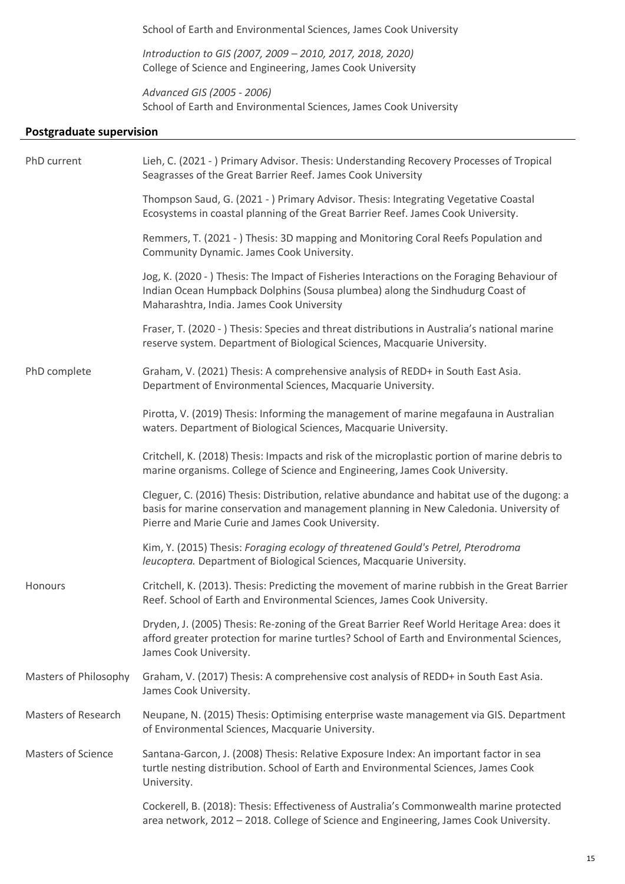School of Earth and Environmental Sciences, James Cook University

*Introduction to GIS (2007, 2009 – 2010, 2017, 2018, 2020)*
College of Science and Engineering, James Cook University

*Advanced GIS (2005 - 2006)*
School of Earth and Environmental Sciences, James Cook University

## Postgraduate supervision

**PhD current**

Lieh, C. (2021 - ) Primary Advisor. Thesis: Understanding Recovery Processes of Tropical Seagrasses of the Great Barrier Reef. James Cook University

Thompson Saud, G. (2021 - ) Primary Advisor. Thesis: Integrating Vegetative Coastal Ecosystems in coastal planning of the Great Barrier Reef. James Cook University.

Remmers, T. (2021 - ) Thesis: 3D mapping and Monitoring Coral Reefs Population and Community Dynamic. James Cook University.

Jog, K. (2020 - ) Thesis: The Impact of Fisheries Interactions on the Foraging Behaviour of Indian Ocean Humpback Dolphins (Sousa plumbea) along the Sindhudurg Coast of Maharashtra, India. James Cook University

Fraser, T. (2020 - ) Thesis: Species and threat distributions in Australia's national marine reserve system. Department of Biological Sciences, Macquarie University.

**PhD complete**

Graham, V. (2021) Thesis: A comprehensive analysis of REDD+ in South East Asia. Department of Environmental Sciences, Macquarie University.

Pirotta, V. (2019) Thesis: Informing the management of marine megafauna in Australian waters. Department of Biological Sciences, Macquarie University.

Critchell, K. (2018) Thesis: Impacts and risk of the microplastic portion of marine debris to marine organisms. College of Science and Engineering, James Cook University.

Cleguer, C. (2016) Thesis: Distribution, relative abundance and habitat use of the dugong: a basis for marine conservation and management planning in New Caledonia. University of Pierre and Marie Curie and James Cook University.

Kim, Y. (2015) Thesis: *Foraging ecology of threatened Gould's Petrel, Pterodroma leucoptera.* Department of Biological Sciences, Macquarie University.

**Honours**

Critchell, K. (2013). Thesis: Predicting the movement of marine rubbish in the Great Barrier Reef. School of Earth and Environmental Sciences, James Cook University.

Dryden, J. (2005) Thesis: Re-zoning of the Great Barrier Reef World Heritage Area: does it afford greater protection for marine turtles? School of Earth and Environmental Sciences, James Cook University.

**Masters of Philosophy**

Graham, V. (2017) Thesis: A comprehensive cost analysis of REDD+ in South East Asia. James Cook University.

**Masters of Research**

Neupane, N. (2015) Thesis: Optimising enterprise waste management via GIS. Department of Environmental Sciences, Macquarie University.

**Masters of Science**

Santana-Garcon, J. (2008) Thesis: Relative Exposure Index: An important factor in sea turtle nesting distribution. School of Earth and Environmental Sciences, James Cook University.

Cockerell, B. (2018): Thesis: Effectiveness of Australia's Commonwealth marine protected area network, 2012 – 2018. College of Science and Engineering, James Cook University.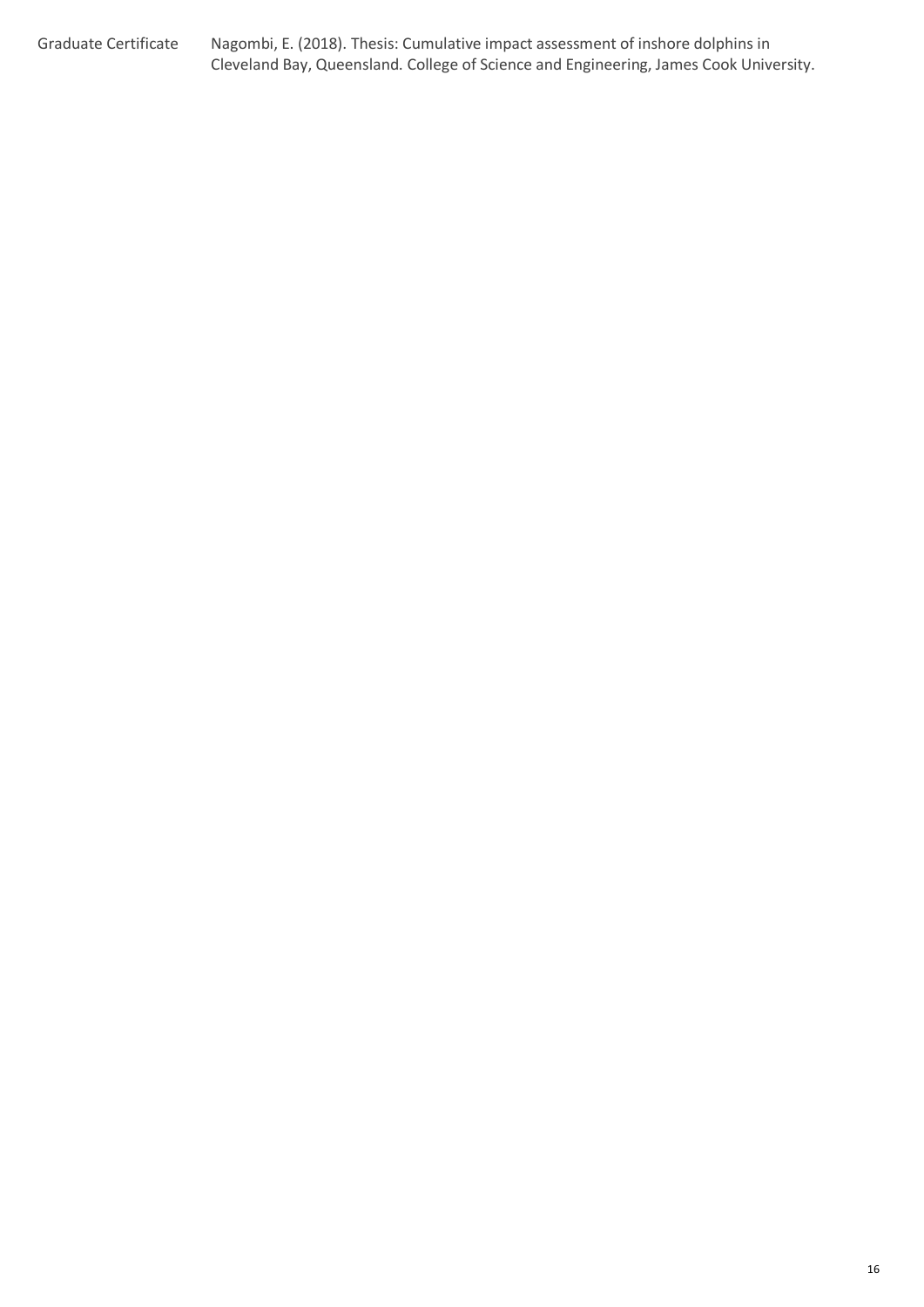| | |
|---|---|
| Graduate Certificate | Nagombi, E. (2018). Thesis: Cumulative impact assessment of inshore dolphins in Cleveland Bay, Queensland. College of Science and Engineering, James Cook University. |